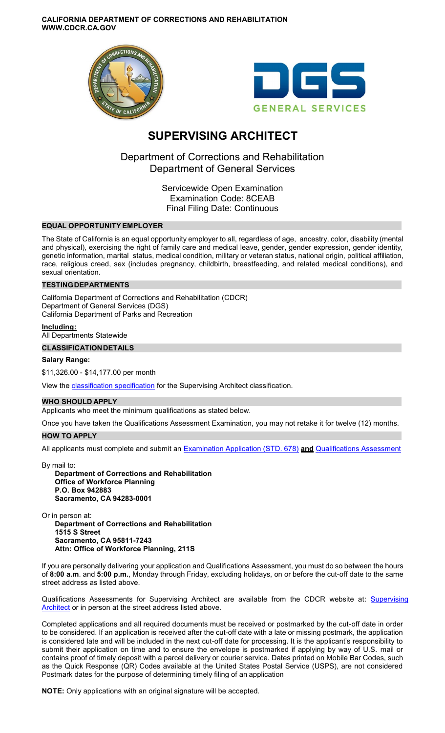**CALIFORNIA DEPARTMENT OF CORRECTIONS AND REHABILITATION**
**WWW.CDCR.CA.GOV**

# SUPERVISING ARCHITECT

## Department of Corrections and Rehabilitation
## Department of General Services

Servicewide Open Examination
Examination Code: 8CEAB
Final Filing Date: Continuous

### EQUAL OPPORTUNITY EMPLOYER

The State of California is an equal opportunity employer to all, regardless of age, ancestry, color, disability (mental and physical), exercising the right of family care and medical leave, gender, gender expression, gender identity, genetic information, marital status, medical condition, military or veteran status, national origin, political affiliation, race, religious creed, sex (includes pregnancy, childbirth, breastfeeding, and related medical conditions), and sexual orientation.

### TESTING DEPARTMENTS

California Department of Corrections and Rehabilitation (CDCR)
Department of General Services (DGS)
California Department of Parks and Recreation

**Including:**
All Departments Statewide

### CLASSIFICATION DETAILS

**Salary Range:**

$11,326.00 - $14,177.00 per month

View the classification specification for the Supervising Architect classification.

### WHO SHOULD APPLY

Applicants who meet the minimum qualifications as stated below.

Once you have taken the Qualifications Assessment Examination, you may not retake it for twelve (12) months.

### HOW TO APPLY

All applicants must complete and submit an Examination Application (STD. 678) **and** Qualifications Assessment

By mail to:

**Department of Corrections and Rehabilitation**
**Office of Workforce Planning**
**P.O. Box 942883**
**Sacramento, CA 94283-0001**

Or in person at:

**Department of Corrections and Rehabilitation**
**1515 S Street**
**Sacramento, CA 95811-7243**
**Attn: Office of Workforce Planning, 211S**

If you are personally delivering your application and Qualifications Assessment, you must do so between the hours of **8:00 a.m**. and **5:00 p.m.**, Monday through Friday, excluding holidays, on or before the cut-off date to the same street address as listed above.

Qualifications Assessments for Supervising Architect are available from the CDCR website at: Supervising Architect or in person at the street address listed above.

Completed applications and all required documents must be received or postmarked by the cut-off date in order to be considered. If an application is received after the cut-off date with a late or missing postmark, the application is considered late and will be included in the next cut-off date for processing. It is the applicant's responsibility to submit their application on time and to ensure the envelope is postmarked if applying by way of U.S. mail or contains proof of timely deposit with a parcel delivery or courier service. Dates printed on Mobile Bar Codes, such as the Quick Response (QR) Codes available at the United States Postal Service (USPS), are not considered Postmark dates for the purpose of determining timely filing of an application

**NOTE:** Only applications with an original signature will be accepted.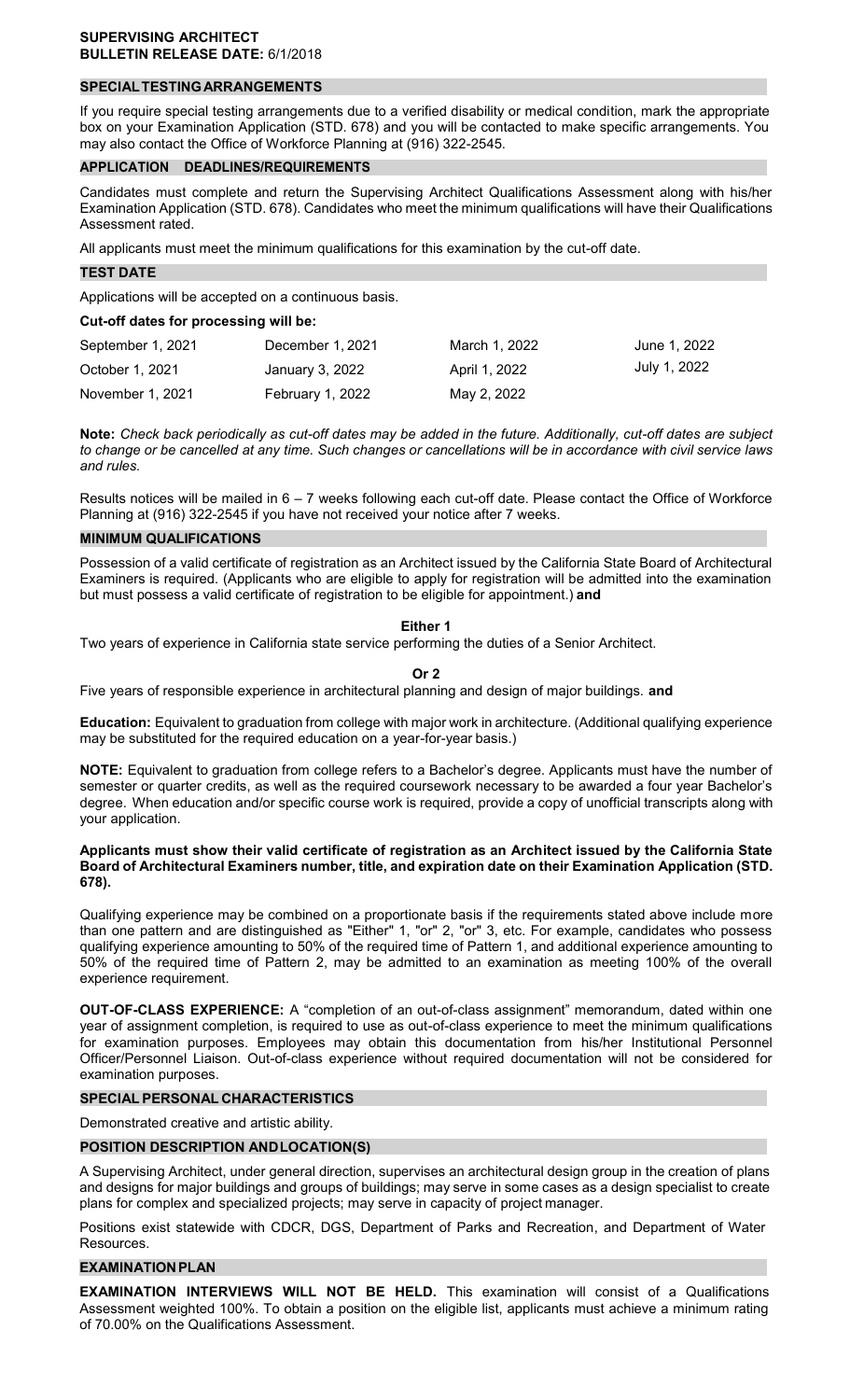**SUPERVISING ARCHITECT**
**BULLETIN RELEASE DATE:** 6/1/2018

## SPECIAL TESTING ARRANGEMENTS

If you require special testing arrangements due to a verified disability or medical condition, mark the appropriate box on your Examination Application (STD. 678) and you will be contacted to make specific arrangements. You may also contact the Office of Workforce Planning at (916) 322-2545.

## APPLICATION DEADLINES/REQUIREMENTS

Candidates must complete and return the Supervising Architect Qualifications Assessment along with his/her Examination Application (STD. 678). Candidates who meet the minimum qualifications will have their Qualifications Assessment rated.

All applicants must meet the minimum qualifications for this examination by the cut-off date.

## TEST DATE

Applications will be accepted on a continuous basis.

**Cut-off dates for processing will be:**

| | | | |
|---|---|---|---|
| September 1, 2021 | December 1, 2021 | March 1, 2022 | June 1, 2022 |
| October 1, 2021 | January 3, 2022 | April 1, 2022 | July 1, 2022 |
| November 1, 2021 | February 1, 2022 | May 2, 2022 | |

**Note:** *Check back periodically as cut-off dates may be added in the future. Additionally, cut-off dates are subject to change or be cancelled at any time. Such changes or cancellations will be in accordance with civil service laws and rules.*

Results notices will be mailed in 6 – 7 weeks following each cut-off date. Please contact the Office of Workforce Planning at (916) 322-2545 if you have not received your notice after 7 weeks.

## MINIMUM QUALIFICATIONS

Possession of a valid certificate of registration as an Architect issued by the California State Board of Architectural Examiners is required. (Applicants who are eligible to apply for registration will be admitted into the examination but must possess a valid certificate of registration to be eligible for appointment.) **and**

**Either 1**

Two years of experience in California state service performing the duties of a Senior Architect.

**Or 2**

Five years of responsible experience in architectural planning and design of major buildings. **and**

**Education:** Equivalent to graduation from college with major work in architecture. (Additional qualifying experience may be substituted for the required education on a year-for-year basis.)

**NOTE:** Equivalent to graduation from college refers to a Bachelor's degree. Applicants must have the number of semester or quarter credits, as well as the required coursework necessary to be awarded a four year Bachelor's degree. When education and/or specific course work is required, provide a copy of unofficial transcripts along with your application.

**Applicants must show their valid certificate of registration as an Architect issued by the California State Board of Architectural Examiners number, title, and expiration date on their Examination Application (STD. 678).**

Qualifying experience may be combined on a proportionate basis if the requirements stated above include more than one pattern and are distinguished as "Either" 1, "or" 2, "or" 3, etc. For example, candidates who possess qualifying experience amounting to 50% of the required time of Pattern 1, and additional experience amounting to 50% of the required time of Pattern 2, may be admitted to an examination as meeting 100% of the overall experience requirement.

**OUT-OF-CLASS EXPERIENCE:** A "completion of an out-of-class assignment" memorandum, dated within one year of assignment completion, is required to use as out-of-class experience to meet the minimum qualifications for examination purposes. Employees may obtain this documentation from his/her Institutional Personnel Officer/Personnel Liaison. Out-of-class experience without required documentation will not be considered for examination purposes.

## SPECIAL PERSONAL CHARACTERISTICS

Demonstrated creative and artistic ability.

## POSITION DESCRIPTION AND LOCATION(S)

A Supervising Architect, under general direction, supervises an architectural design group in the creation of plans and designs for major buildings and groups of buildings; may serve in some cases as a design specialist to create plans for complex and specialized projects; may serve in capacity of project manager.

Positions exist statewide with CDCR, DGS, Department of Parks and Recreation, and Department of Water Resources.

## EXAMINATION PLAN

**EXAMINATION INTERVIEWS WILL NOT BE HELD.** This examination will consist of a Qualifications Assessment weighted 100%. To obtain a position on the eligible list, applicants must achieve a minimum rating of 70.00% on the Qualifications Assessment.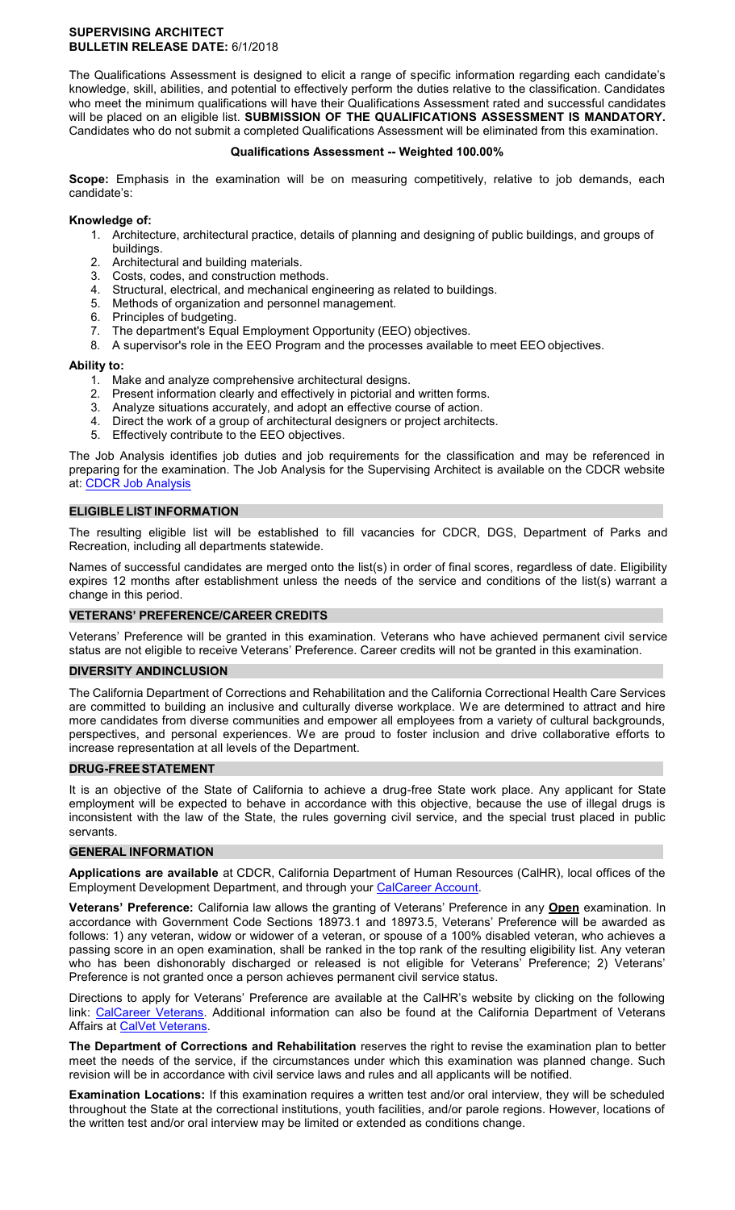**SUPERVISING ARCHITECT**
**BULLETIN RELEASE DATE:** 6/1/2018

The Qualifications Assessment is designed to elicit a range of specific information regarding each candidate's knowledge, skill, abilities, and potential to effectively perform the duties relative to the classification. Candidates who meet the minimum qualifications will have their Qualifications Assessment rated and successful candidates will be placed on an eligible list. **SUBMISSION OF THE QUALIFICATIONS ASSESSMENT IS MANDATORY.** Candidates who do not submit a completed Qualifications Assessment will be eliminated from this examination.

**Qualifications Assessment -- Weighted 100.00%**

**Scope:** Emphasis in the examination will be on measuring competitively, relative to job demands, each candidate's:

**Knowledge of:**

1. Architecture, architectural practice, details of planning and designing of public buildings, and groups of buildings.
2. Architectural and building materials.
3. Costs, codes, and construction methods.
4. Structural, electrical, and mechanical engineering as related to buildings.
5. Methods of organization and personnel management.
6. Principles of budgeting.
7. The department's Equal Employment Opportunity (EEO) objectives.
8. A supervisor's role in the EEO Program and the processes available to meet EEO objectives.

**Ability to:**

1. Make and analyze comprehensive architectural designs.
2. Present information clearly and effectively in pictorial and written forms.
3. Analyze situations accurately, and adopt an effective course of action.
4. Direct the work of a group of architectural designers or project architects.
5. Effectively contribute to the EEO objectives.

The Job Analysis identifies job duties and job requirements for the classification and may be referenced in preparing for the examination. The Job Analysis for the Supervising Architect is available on the CDCR website at: CDCR Job Analysis

## ELIGIBLE LIST INFORMATION

The resulting eligible list will be established to fill vacancies for CDCR, DGS, Department of Parks and Recreation, including all departments statewide.

Names of successful candidates are merged onto the list(s) in order of final scores, regardless of date. Eligibility expires 12 months after establishment unless the needs of the service and conditions of the list(s) warrant a change in this period.

## VETERANS' PREFERENCE/CAREER CREDITS

Veterans' Preference will be granted in this examination. Veterans who have achieved permanent civil service status are not eligible to receive Veterans' Preference. Career credits will not be granted in this examination.

## DIVERSITY AND INCLUSION

The California Department of Corrections and Rehabilitation and the California Correctional Health Care Services are committed to building an inclusive and culturally diverse workplace. We are determined to attract and hire more candidates from diverse communities and empower all employees from a variety of cultural backgrounds, perspectives, and personal experiences. We are proud to foster inclusion and drive collaborative efforts to increase representation at all levels of the Department.

## DRUG-FREE STATEMENT

It is an objective of the State of California to achieve a drug-free State work place. Any applicant for State employment will be expected to behave in accordance with this objective, because the use of illegal drugs is inconsistent with the law of the State, the rules governing civil service, and the special trust placed in public servants.

## GENERAL INFORMATION

**Applications are available** at CDCR, California Department of Human Resources (CalHR), local offices of the Employment Development Department, and through your CalCareer Account.

**Veterans' Preference:** California law allows the granting of Veterans' Preference in any **Open** examination. In accordance with Government Code Sections 18973.1 and 18973.5, Veterans' Preference will be awarded as follows: 1) any veteran, widow or widower of a veteran, or spouse of a 100% disabled veteran, who achieves a passing score in an open examination, shall be ranked in the top rank of the resulting eligibility list. Any veteran who has been dishonorably discharged or released is not eligible for Veterans' Preference; 2) Veterans' Preference is not granted once a person achieves permanent civil service status.

Directions to apply for Veterans' Preference are available at the CalHR's website by clicking on the following link: CalCareer Veterans. Additional information can also be found at the California Department of Veterans Affairs at CalVet Veterans.

**The Department of Corrections and Rehabilitation** reserves the right to revise the examination plan to better meet the needs of the service, if the circumstances under which this examination was planned change. Such revision will be in accordance with civil service laws and rules and all applicants will be notified.

**Examination Locations:** If this examination requires a written test and/or oral interview, they will be scheduled throughout the State at the correctional institutions, youth facilities, and/or parole regions. However, locations of the written test and/or oral interview may be limited or extended as conditions change.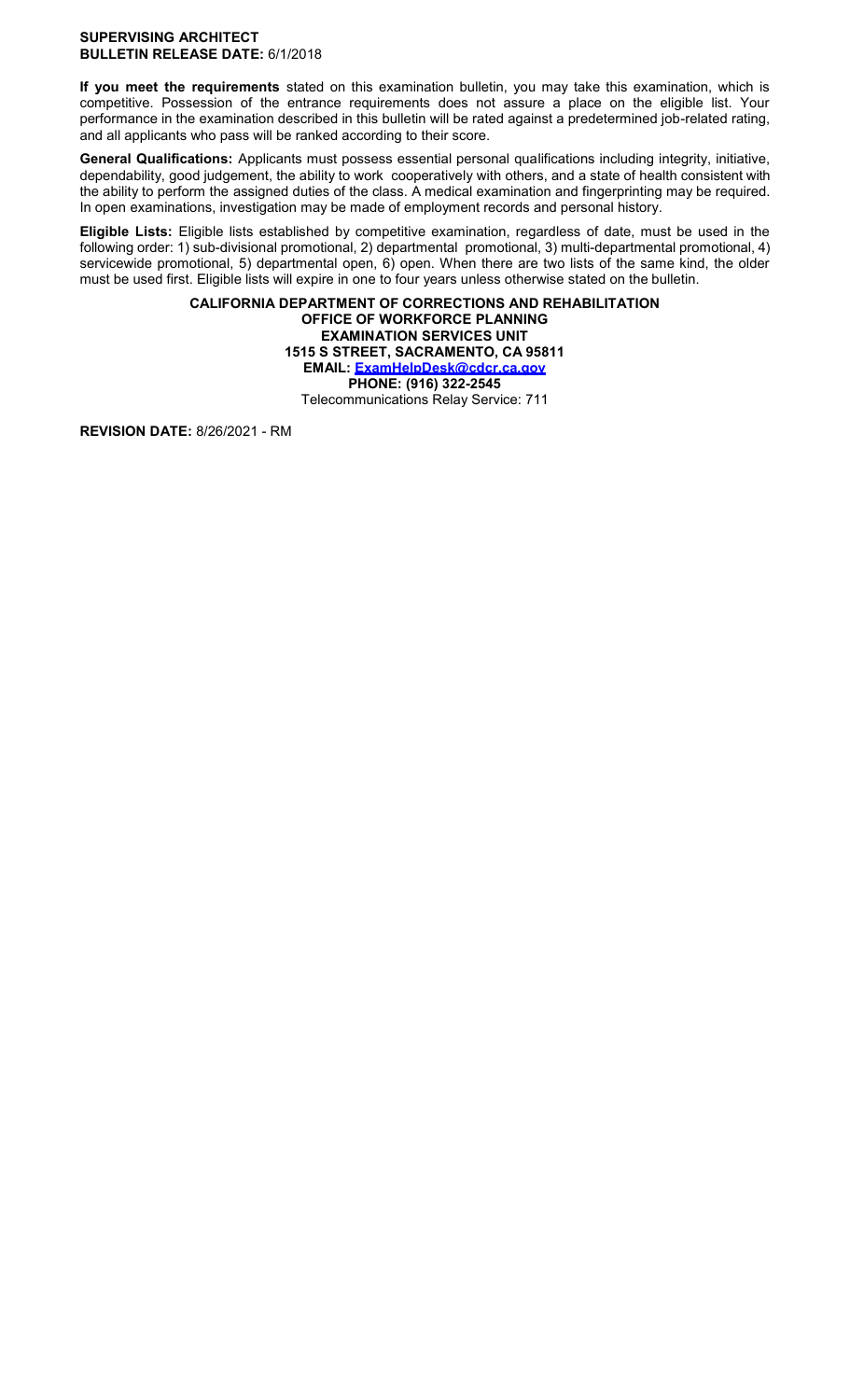**SUPERVISING ARCHITECT**
**BULLETIN RELEASE DATE:** 6/1/2018

**If you meet the requirements** stated on this examination bulletin, you may take this examination, which is competitive. Possession of the entrance requirements does not assure a place on the eligible list. Your performance in the examination described in this bulletin will be rated against a predetermined job-related rating, and all applicants who pass will be ranked according to their score.

**General Qualifications:** Applicants must possess essential personal qualifications including integrity, initiative, dependability, good judgement, the ability to work cooperatively with others, and a state of health consistent with the ability to perform the assigned duties of the class. A medical examination and fingerprinting may be required. In open examinations, investigation may be made of employment records and personal history.

**Eligible Lists:** Eligible lists established by competitive examination, regardless of date, must be used in the following order: 1) sub-divisional promotional, 2) departmental promotional, 3) multi-departmental promotional, 4) servicewide promotional, 5) departmental open, 6) open. When there are two lists of the same kind, the older must be used first. Eligible lists will expire in one to four years unless otherwise stated on the bulletin.

**CALIFORNIA DEPARTMENT OF CORRECTIONS AND REHABILITATION**
**OFFICE OF WORKFORCE PLANNING**
**EXAMINATION SERVICES UNIT**
**1515 S STREET, SACRAMENTO, CA 95811**
**EMAIL: ExamHelpDesk@cdcr.ca.gov**
**PHONE: (916) 322-2545**
Telecommunications Relay Service: 711

**REVISION DATE:** 8/26/2021 - RM